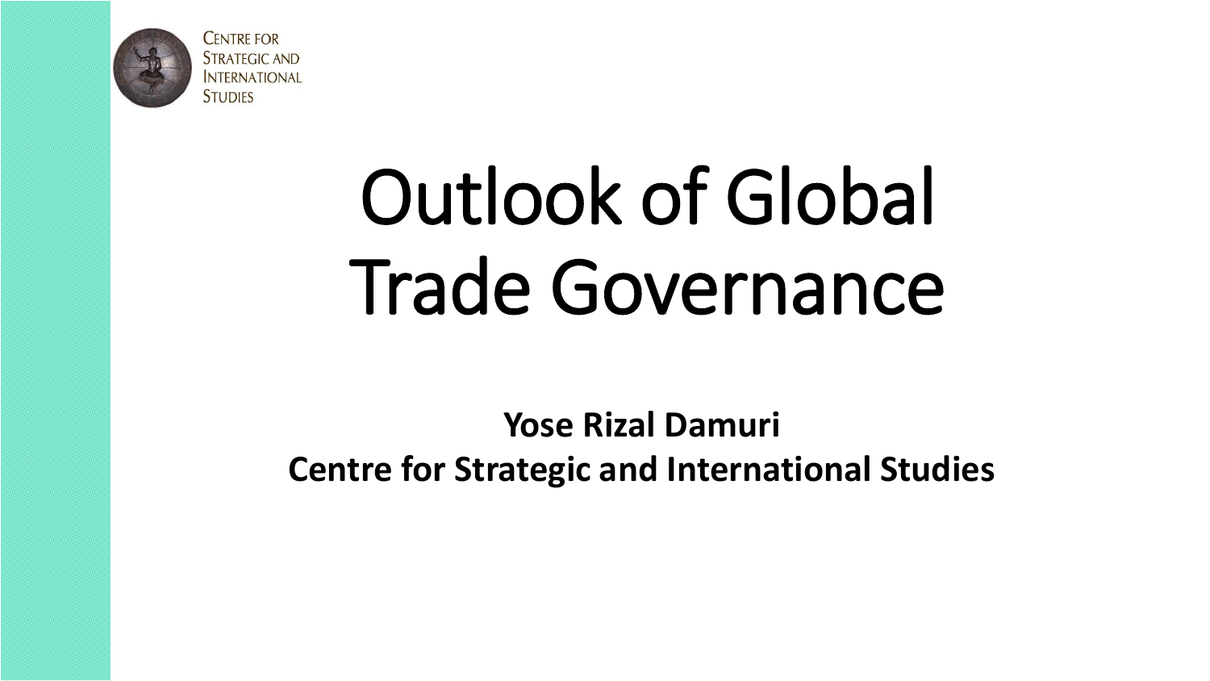CENTRE FOR STRATEGIC AND INTERNATIONAL STUDIES

# Outlook of Global Trade Governance

**Yose Rizal Damuri**
**Centre for Strategic and International Studies**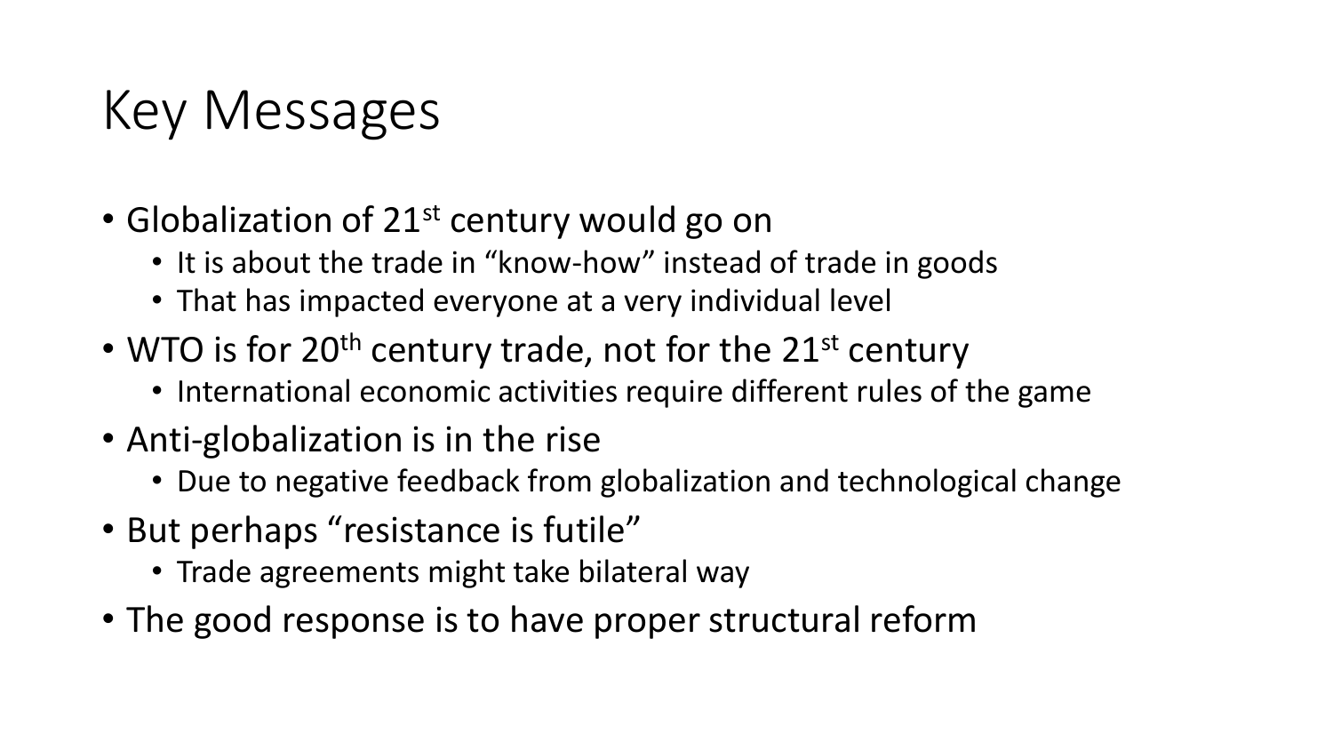# Key Messages

- Globalization of 21st century would go on
  - It is about the trade in “know-how” instead of trade in goods
  - That has impacted everyone at a very individual level
- WTO is for 20th century trade, not for the 21st century
  - International economic activities require different rules of the game
- Anti-globalization is in the rise
  - Due to negative feedback from globalization and technological change
- But perhaps “resistance is futile”
  - Trade agreements might take bilateral way
- The good response is to have proper structural reform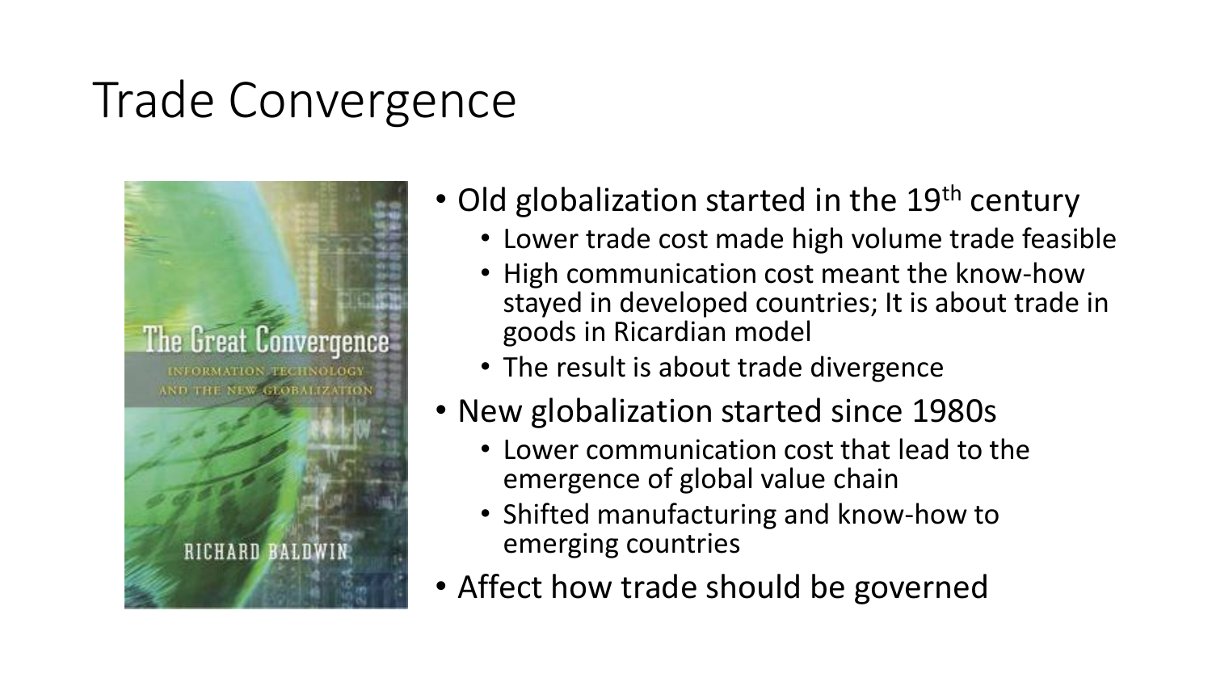# Trade Convergence

- Old globalization started in the 19th century
  - Lower trade cost made high volume trade feasible
  - High communication cost meant the know-how stayed in developed countries; It is about trade in goods in Ricardian model
  - The result is about trade divergence
- New globalization started since 1980s
  - Lower communication cost that lead to the emergence of global value chain
  - Shifted manufacturing and know-how to emerging countries
- Affect how trade should be governed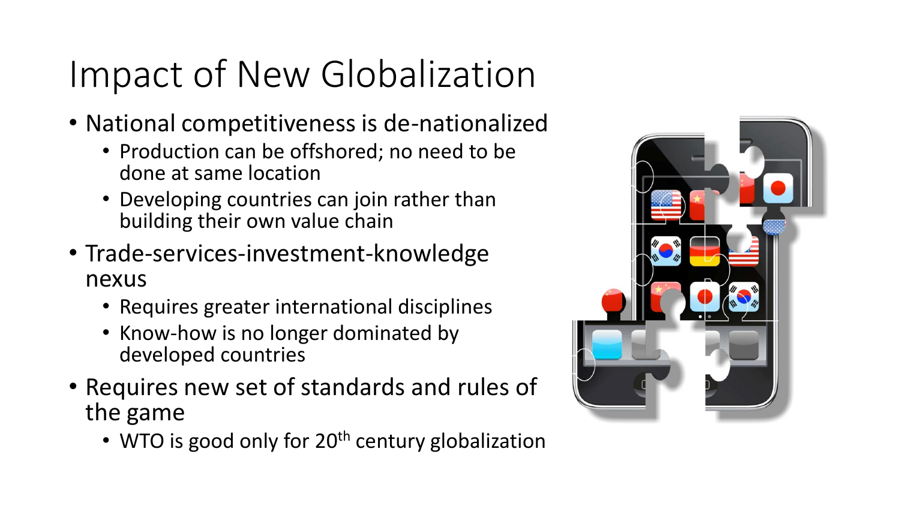# Impact of New Globalization

- National competitiveness is de-nationalized
  - Production can be offshored; no need to be done at same location
  - Developing countries can join rather than building their own value chain
- Trade-services-investment-knowledge nexus
  - Requires greater international disciplines
  - Know-how is no longer dominated by developed countries
- Requires new set of standards and rules of the game
  - WTO is good only for 20th century globalization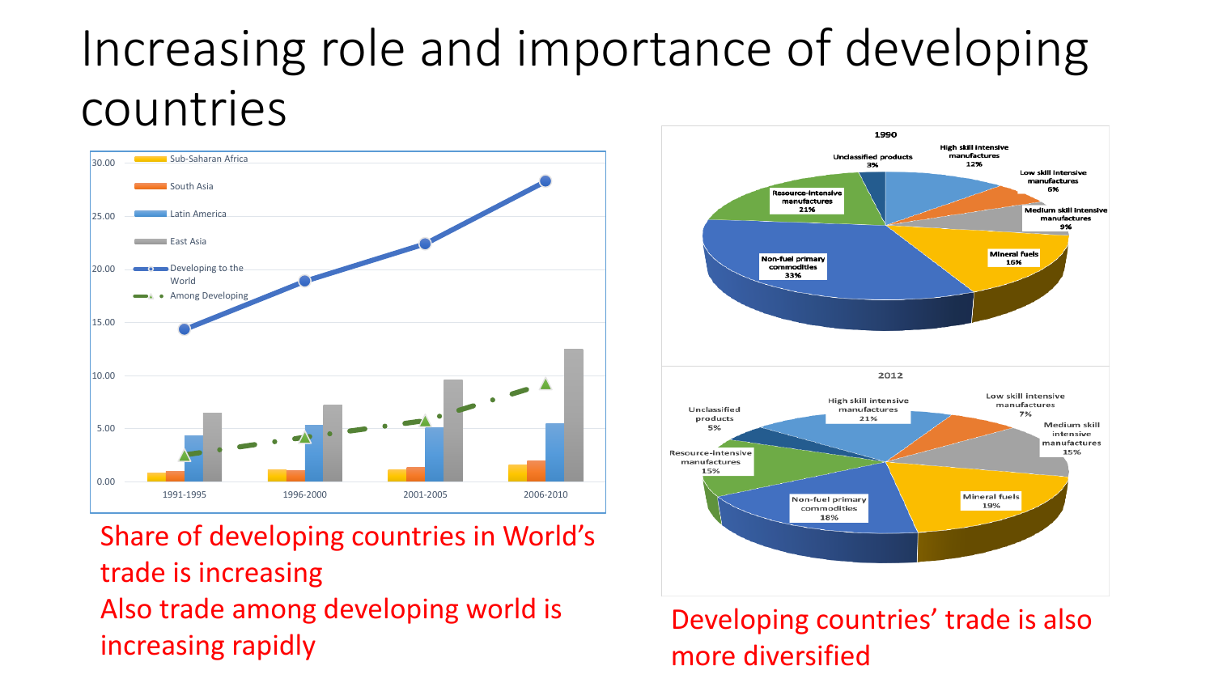# Increasing role and importance of developing countries

Share of developing countries in World's trade is increasing

Also trade among developing world is increasing rapidly

Developing countries' trade is also more diversified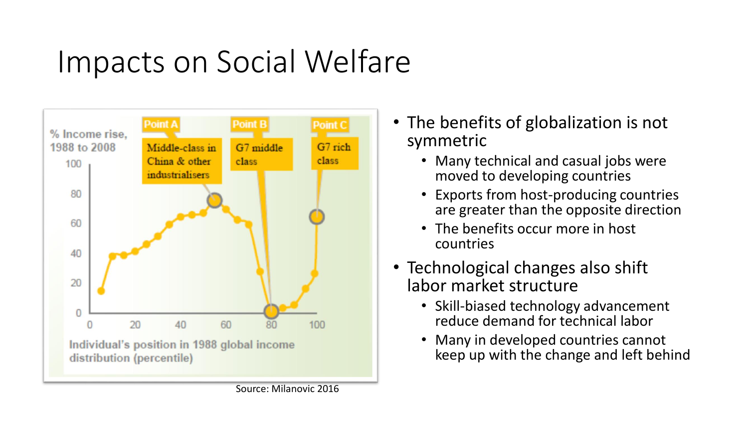# Impacts on Social Welfare

Source: Milanovic 2016

- The benefits of globalization is not symmetric
  - Many technical and casual jobs were moved to developing countries
  - Exports from host-producing countries are greater than the opposite direction
  - The benefits occur more in host countries
- Technological changes also shift labor market structure
  - Skill-biased technology advancement reduce demand for technical labor
  - Many in developed countries cannot keep up with the change and left behind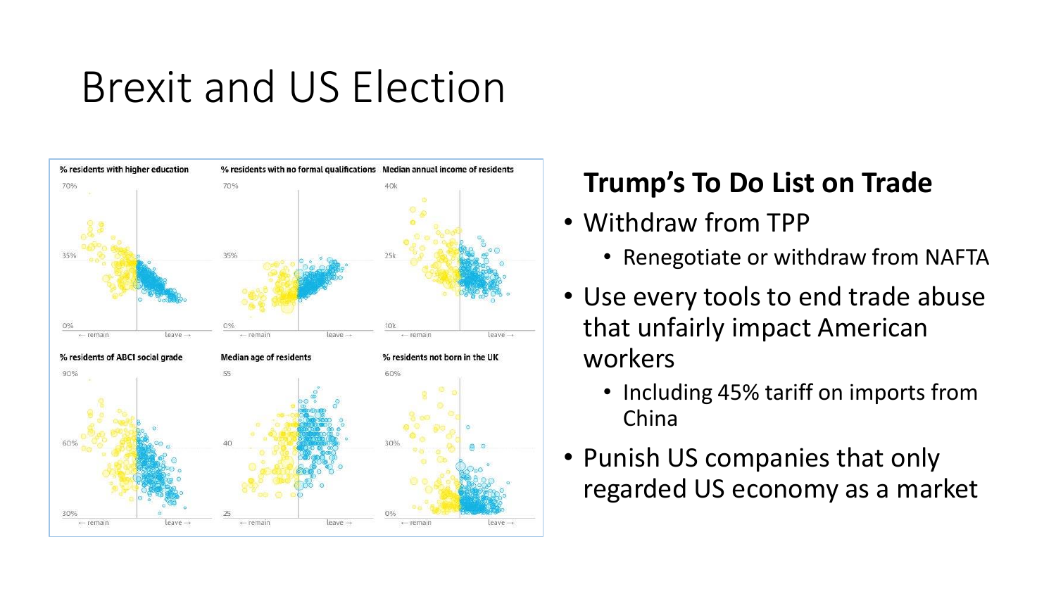# Brexit and US Election

**Trump's To Do List on Trade**

- Withdraw from TPP
  - Renegotiate or withdraw from NAFTA
- Use every tools to end trade abuse that unfairly impact American workers
  - Including 45% tariff on imports from China
- Punish US companies that only regarded US economy as a market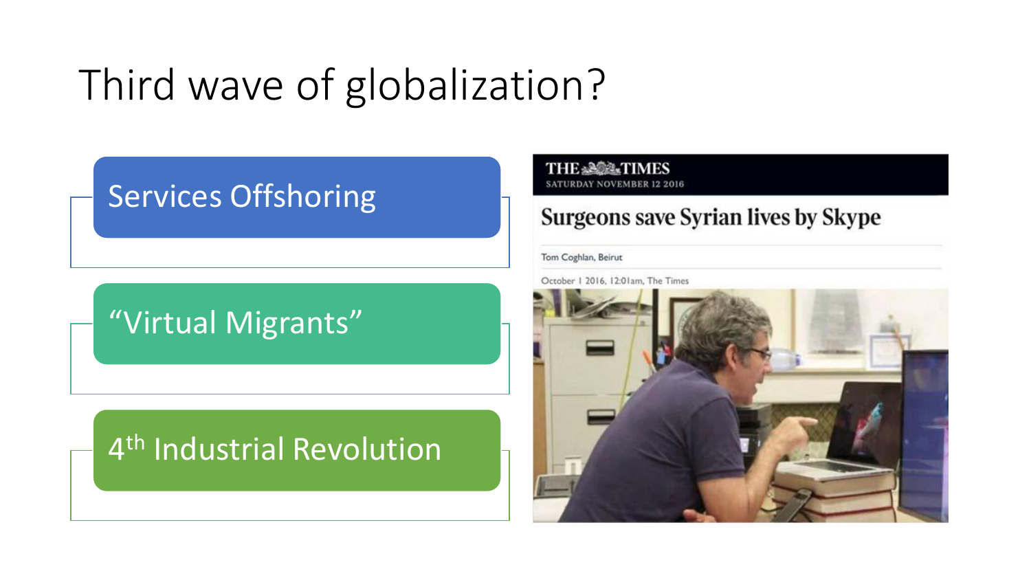# Third wave of globalization?

- Services Offshoring
- "Virtual Migrants"
- 4th Industrial Revolution

THE TIMES
SATURDAY NOVEMBER 12 2016

**Surgeons save Syrian lives by Skype**

Tom Coghlan, Beirut

October 1 2016, 12:01am, The Times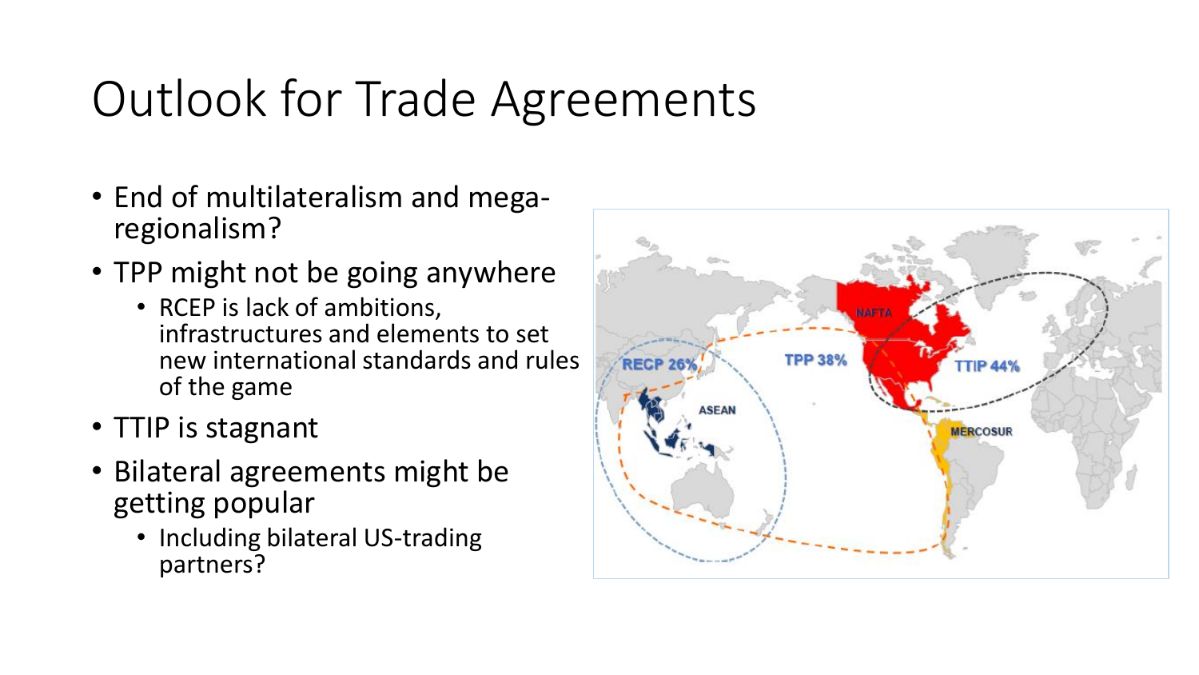# Outlook for Trade Agreements

- End of multilateralism and mega-regionalism?
- TPP might not be going anywhere
  - RCEP is lack of ambitions, infrastructures and elements to set new international standards and rules of the game
- TTIP is stagnant
- Bilateral agreements might be getting popular
  - Including bilateral US-trading partners?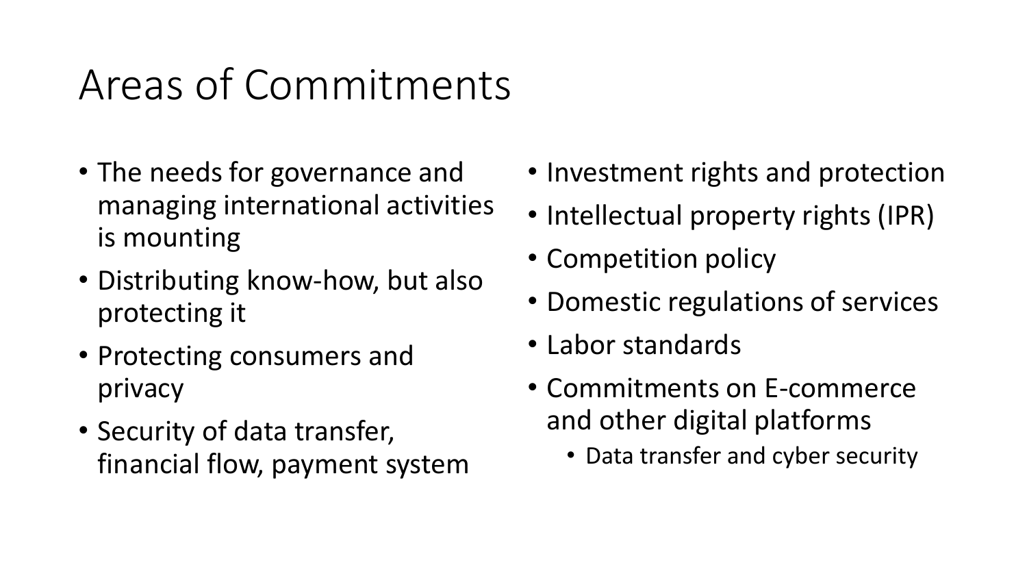# Areas of Commitments

- The needs for governance and managing international activities is mounting
- Distributing know-how, but also protecting it
- Protecting consumers and privacy
- Security of data transfer, financial flow, payment system
- Investment rights and protection
- Intellectual property rights (IPR)
- Competition policy
- Domestic regulations of services
- Labor standards
- Commitments on E-commerce and other digital platforms
  - Data transfer and cyber security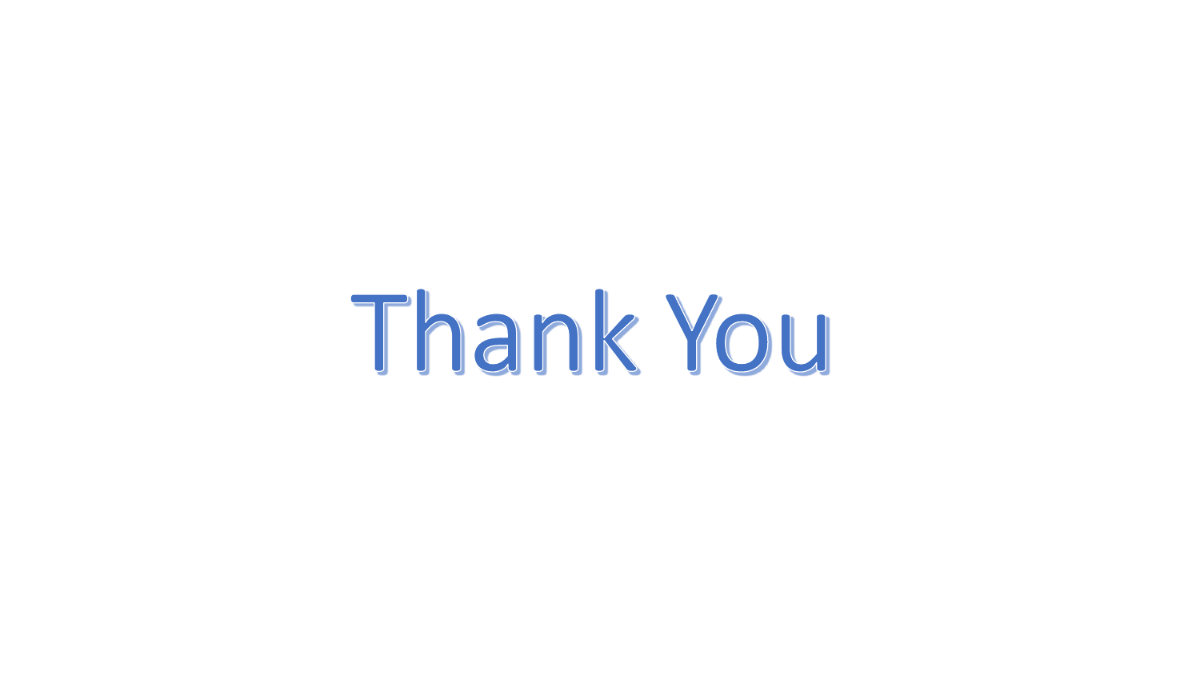# Thank You